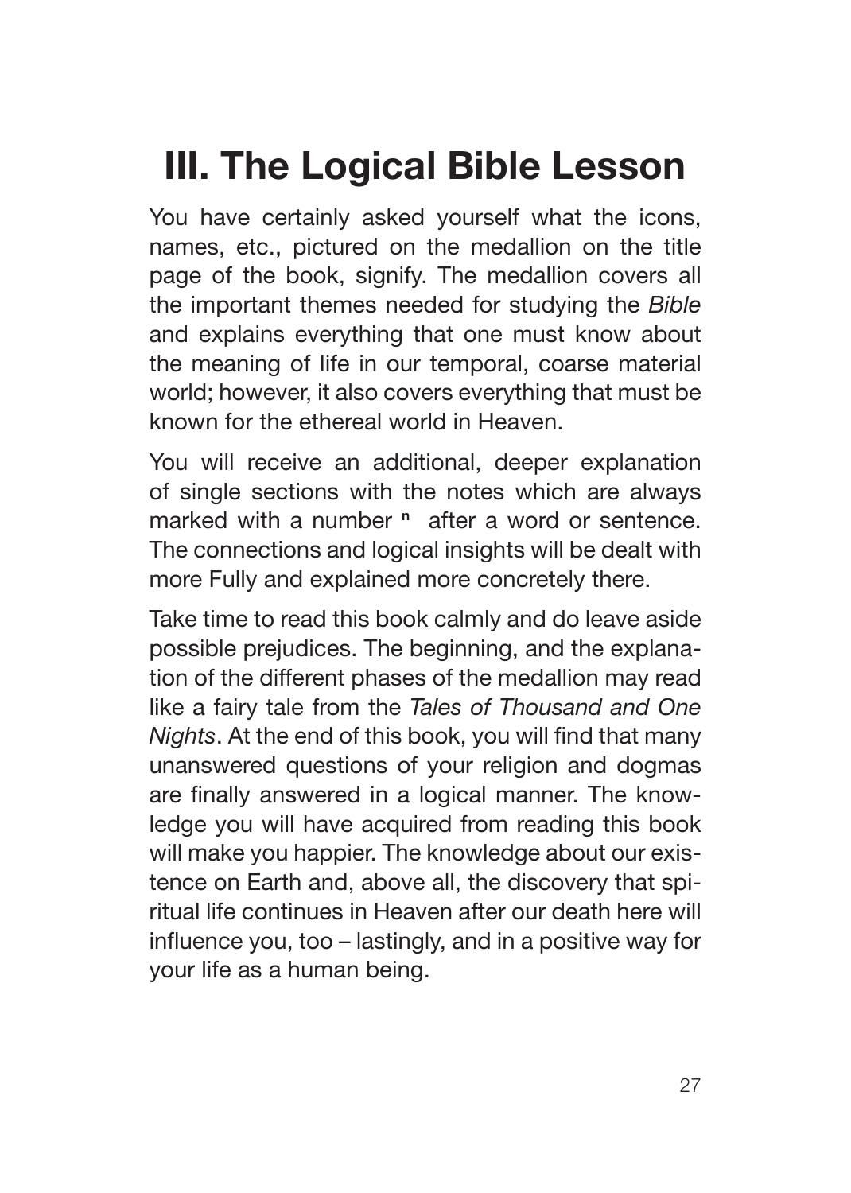# III. The Logical Bible Lesson

You have certainly asked yourself what the icons, names, etc., pictured on the medallion on the title page of the book, signify. The medallion covers all the important themes needed for studying the *Bible* and explains everything that one must know about the meaning of life in our temporal, coarse material world; however, it also covers everything that must be known for the ethereal world in Heaven.

You will receive an additional, deeper explanation of single sections with the notes which are always marked with a number [n] after a word or sentence. The connections and logical insights will be dealt with more Fully and explained more concretely there.

Take time to read this book calmly and do leave aside possible prejudices. The beginning, and the explanation of the different phases of the medallion may read like a fairy tale from the *Tales of Thousand and One Nights*. At the end of this book, you will find that many unanswered questions of your religion and dogmas are finally answered in a logical manner. The knowledge you will have acquired from reading this book will make you happier. The knowledge about our existence on Earth and, above all, the discovery that spiritual life continues in Heaven after our death here will influence you, too – lastingly, and in a positive way for your life as a human being.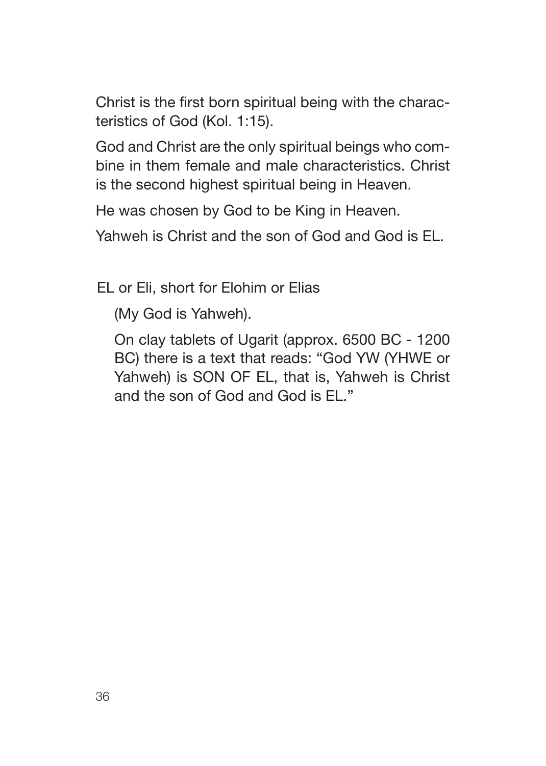Christ is the first born spiritual being with the characteristics of God (Kol. 1:15).

God and Christ are the only spiritual beings who combine in them female and male characteristics. Christ is the second highest spiritual being in Heaven.

He was chosen by God to be King in Heaven.

Yahweh is Christ and the son of God and God is EL.

EL or Eli, short for Elohim or Elias

(My God is Yahweh).

On clay tablets of Ugarit (approx. 6500 BC - 1200 BC) there is a text that reads: "God YW (YHWE or Yahweh) is SON OF EL, that is, Yahweh is Christ and the son of God and God is EL."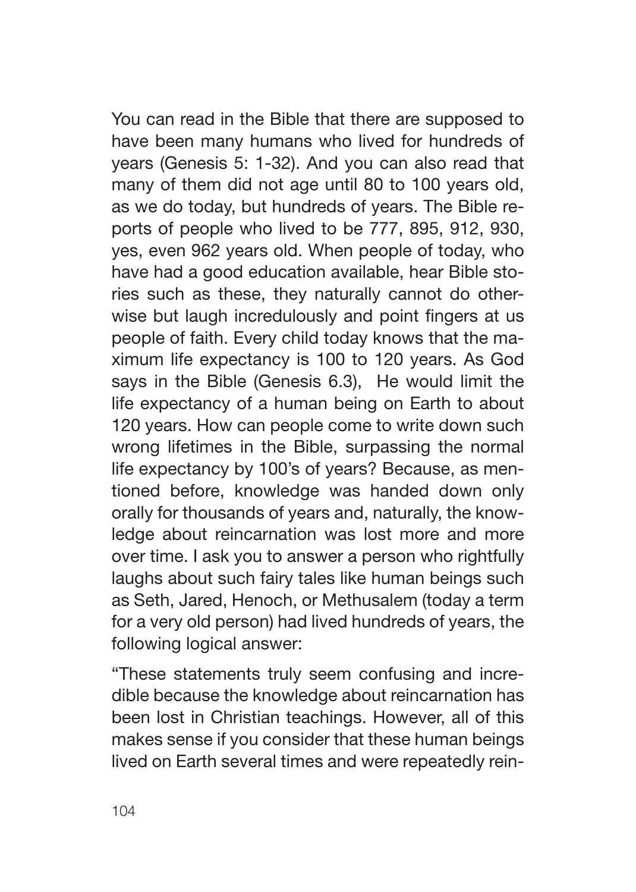You can read in the Bible that there are supposed to have been many humans who lived for hundreds of years (Genesis 5: 1-32). And you can also read that many of them did not age until 80 to 100 years old, as we do today, but hundreds of years. The Bible reports of people who lived to be 777, 895, 912, 930, yes, even 962 years old. When people of today, who have had a good education available, hear Bible stories such as these, they naturally cannot do otherwise but laugh incredulously and point fingers at us people of faith. Every child today knows that the maximum life expectancy is 100 to 120 years. As God says in the Bible (Genesis 6.3), He would limit the life expectancy of a human being on Earth to about 120 years. How can people come to write down such wrong lifetimes in the Bible, surpassing the normal life expectancy by 100's of years? Because, as mentioned before, knowledge was handed down only orally for thousands of years and, naturally, the knowledge about reincarnation was lost more and more over time. I ask you to answer a person who rightfully laughs about such fairy tales like human beings such as Seth, Jared, Henoch, or Methusalem (today a term for a very old person) had lived hundreds of years, the following logical answer:

"These statements truly seem confusing and incredible because the knowledge about reincarnation has been lost in Christian teachings. However, all of this makes sense if you consider that these human beings lived on Earth several times and were repeatedly rein-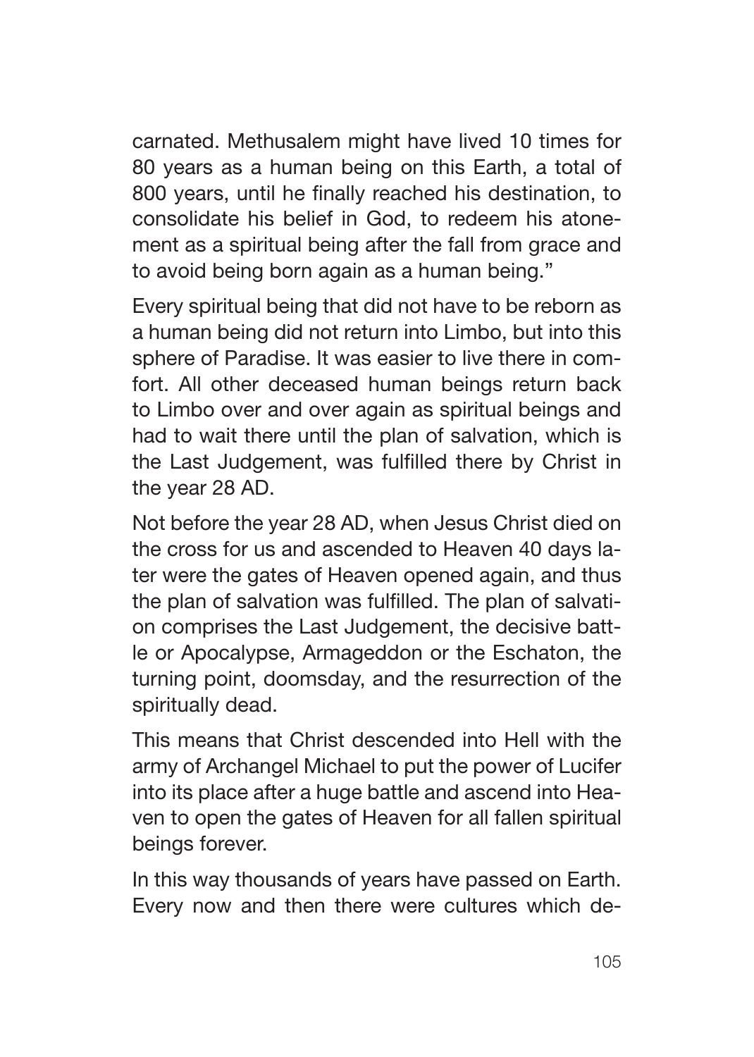carnated. Methusalem might have lived 10 times for 80 years as a human being on this Earth, a total of 800 years, until he finally reached his destination, to consolidate his belief in God, to redeem his atonement as a spiritual being after the fall from grace and to avoid being born again as a human being."

Every spiritual being that did not have to be reborn as a human being did not return into Limbo, but into this sphere of Paradise. It was easier to live there in comfort. All other deceased human beings return back to Limbo over and over again as spiritual beings and had to wait there until the plan of salvation, which is the Last Judgement, was fulfilled there by Christ in the year 28 AD.

Not before the year 28 AD, when Jesus Christ died on the cross for us and ascended to Heaven 40 days later were the gates of Heaven opened again, and thus the plan of salvation was fulfilled. The plan of salvation comprises the Last Judgement, the decisive battle or Apocalypse, Armageddon or the Eschaton, the turning point, doomsday, and the resurrection of the spiritually dead.

This means that Christ descended into Hell with the army of Archangel Michael to put the power of Lucifer into its place after a huge battle and ascend into Heaven to open the gates of Heaven for all fallen spiritual beings forever.

In this way thousands of years have passed on Earth. Every now and then there were cultures which de-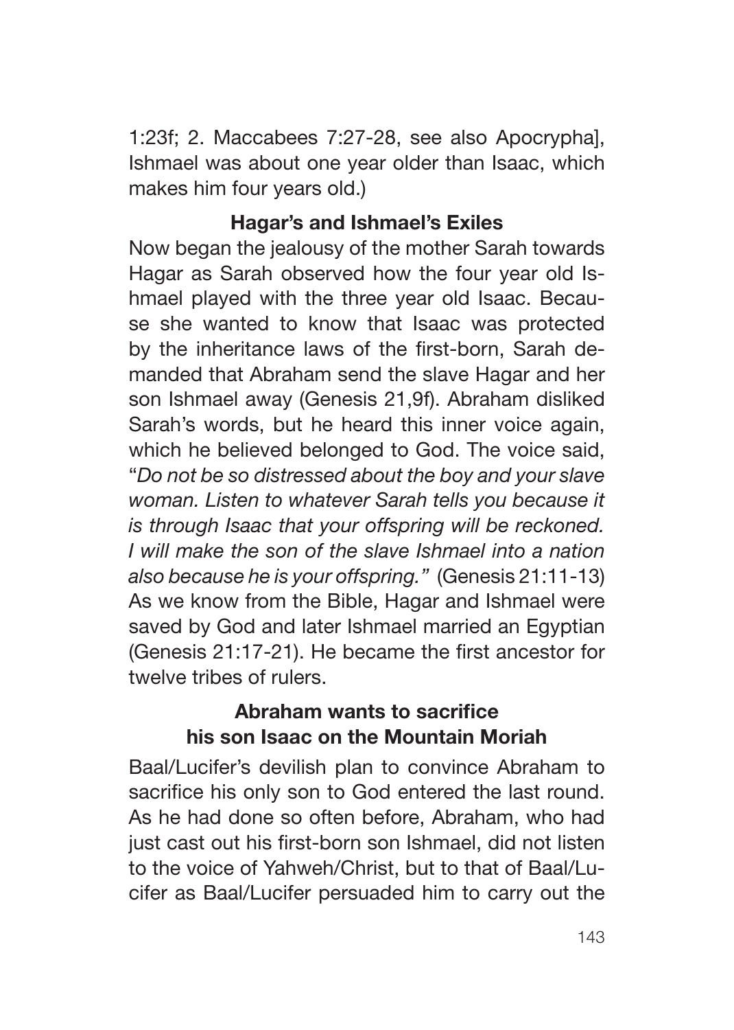1:23f; 2. Maccabees 7:27-28, see also Apocrypha], Ishmael was about one year older than Isaac, which makes him four years old.)

### Hagar's and Ishmael's Exiles

Now began the jealousy of the mother Sarah towards Hagar as Sarah observed how the four year old Ishmael played with the three year old Isaac. Because she wanted to know that Isaac was protected by the inheritance laws of the first-born, Sarah demanded that Abraham send the slave Hagar and her son Ishmael away (Genesis 21,9f). Abraham disliked Sarah's words, but he heard this inner voice again, which he believed belonged to God. The voice said, "*Do not be so distressed about the boy and your slave woman. Listen to whatever Sarah tells you because it is through Isaac that your offspring will be reckoned. I will make the son of the slave Ishmael into a nation also because he is your offspring."* (Genesis 21:11-13) As we know from the Bible, Hagar and Ishmael were saved by God and later Ishmael married an Egyptian (Genesis 21:17-21). He became the first ancestor for twelve tribes of rulers.

### Abraham wants to sacrifice his son Isaac on the Mountain Moriah

Baal/Lucifer's devilish plan to convince Abraham to sacrifice his only son to God entered the last round. As he had done so often before, Abraham, who had just cast out his first-born son Ishmael, did not listen to the voice of Yahweh/Christ, but to that of Baal/Lucifer as Baal/Lucifer persuaded him to carry out the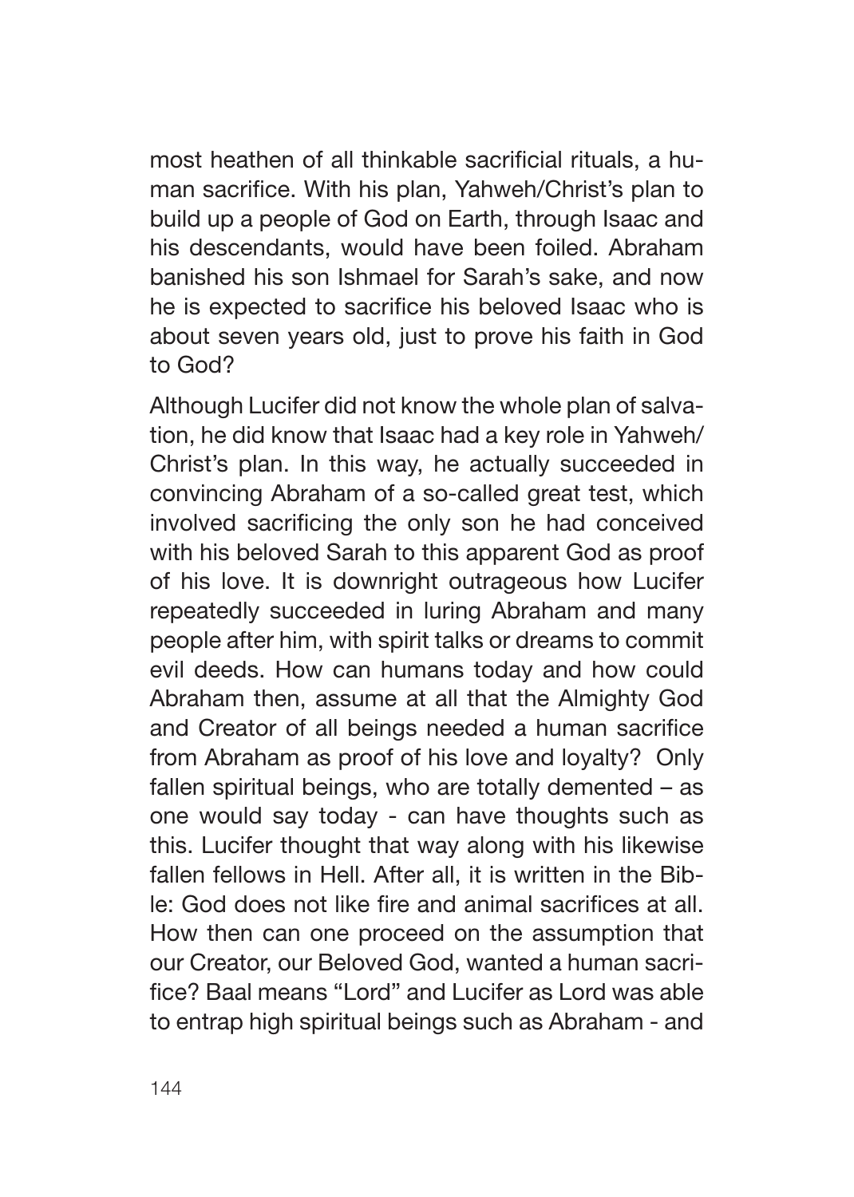most heathen of all thinkable sacrificial rituals, a human sacrifice. With his plan, Yahweh/Christ's plan to build up a people of God on Earth, through Isaac and his descendants, would have been foiled. Abraham banished his son Ishmael for Sarah's sake, and now he is expected to sacrifice his beloved Isaac who is about seven years old, just to prove his faith in God to God?

Although Lucifer did not know the whole plan of salvation, he did know that Isaac had a key role in Yahweh/Christ's plan. In this way, he actually succeeded in convincing Abraham of a so-called great test, which involved sacrificing the only son he had conceived with his beloved Sarah to this apparent God as proof of his love. It is downright outrageous how Lucifer repeatedly succeeded in luring Abraham and many people after him, with spirit talks or dreams to commit evil deeds. How can humans today and how could Abraham then, assume at all that the Almighty God and Creator of all beings needed a human sacrifice from Abraham as proof of his love and loyalty? Only fallen spiritual beings, who are totally demented – as one would say today - can have thoughts such as this. Lucifer thought that way along with his likewise fallen fellows in Hell. After all, it is written in the Bible: God does not like fire and animal sacrifices at all. How then can one proceed on the assumption that our Creator, our Beloved God, wanted a human sacrifice? Baal means "Lord" and Lucifer as Lord was able to entrap high spiritual beings such as Abraham - and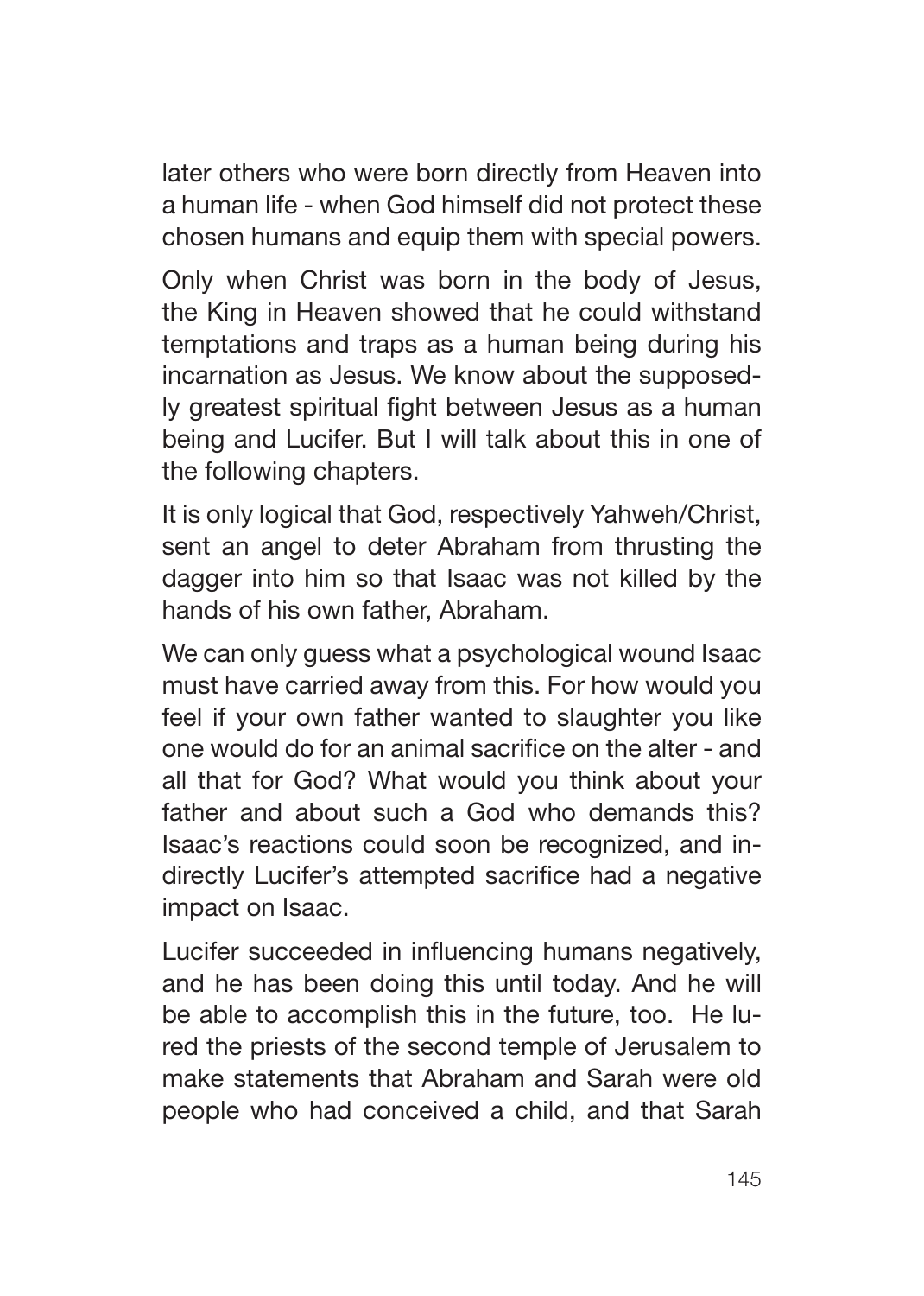later others who were born directly from Heaven into a human life - when God himself did not protect these chosen humans and equip them with special powers.

Only when Christ was born in the body of Jesus, the King in Heaven showed that he could withstand temptations and traps as a human being during his incarnation as Jesus. We know about the supposedly greatest spiritual fight between Jesus as a human being and Lucifer. But I will talk about this in one of the following chapters.

It is only logical that God, respectively Yahweh/Christ, sent an angel to deter Abraham from thrusting the dagger into him so that Isaac was not killed by the hands of his own father, Abraham.

We can only guess what a psychological wound Isaac must have carried away from this. For how would you feel if your own father wanted to slaughter you like one would do for an animal sacrifice on the alter - and all that for God? What would you think about your father and about such a God who demands this? Isaac's reactions could soon be recognized, and indirectly Lucifer's attempted sacrifice had a negative impact on Isaac.

Lucifer succeeded in influencing humans negatively, and he has been doing this until today. And he will be able to accomplish this in the future, too. He lured the priests of the second temple of Jerusalem to make statements that Abraham and Sarah were old people who had conceived a child, and that Sarah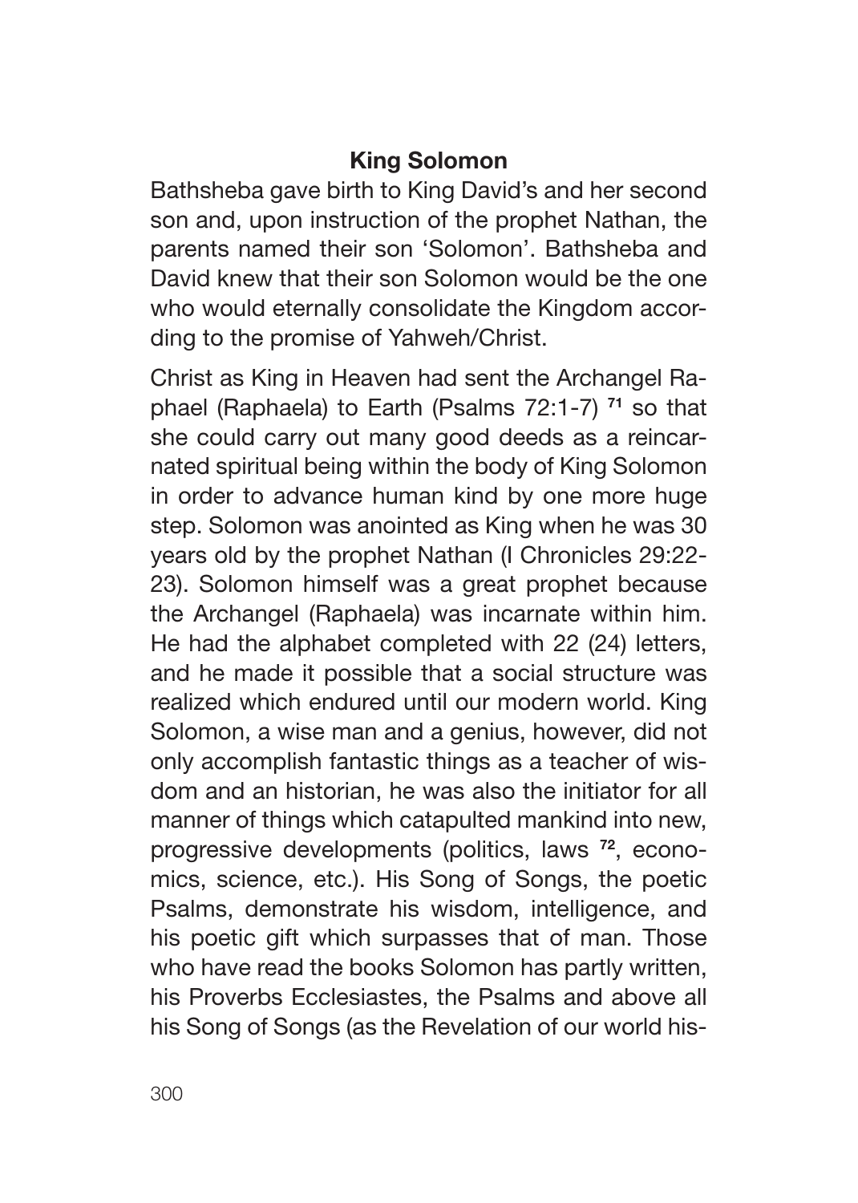## King Solomon

Bathsheba gave birth to King David's and her second son and, upon instruction of the prophet Nathan, the parents named their son 'Solomon'. Bathsheba and David knew that their son Solomon would be the one who would eternally consolidate the Kingdom according to the promise of Yahweh/Christ.

Christ as King in Heaven had sent the Archangel Raphael (Raphaela) to Earth (Psalms 72:1-7) [71] so that she could carry out many good deeds as a reincarnated spiritual being within the body of King Solomon in order to advance human kind by one more huge step. Solomon was anointed as King when he was 30 years old by the prophet Nathan (I Chronicles 29:22-23). Solomon himself was a great prophet because the Archangel (Raphaela) was incarnate within him. He had the alphabet completed with 22 (24) letters, and he made it possible that a social structure was realized which endured until our modern world. King Solomon, a wise man and a genius, however, did not only accomplish fantastic things as a teacher of wisdom and an historian, he was also the initiator for all manner of things which catapulted mankind into new, progressive developments (politics, laws [72], economics, science, etc.). His Song of Songs, the poetic Psalms, demonstrate his wisdom, intelligence, and his poetic gift which surpasses that of man. Those who have read the books Solomon has partly written, his Proverbs Ecclesiastes, the Psalms and above all his Song of Songs (as the Revelation of our world his-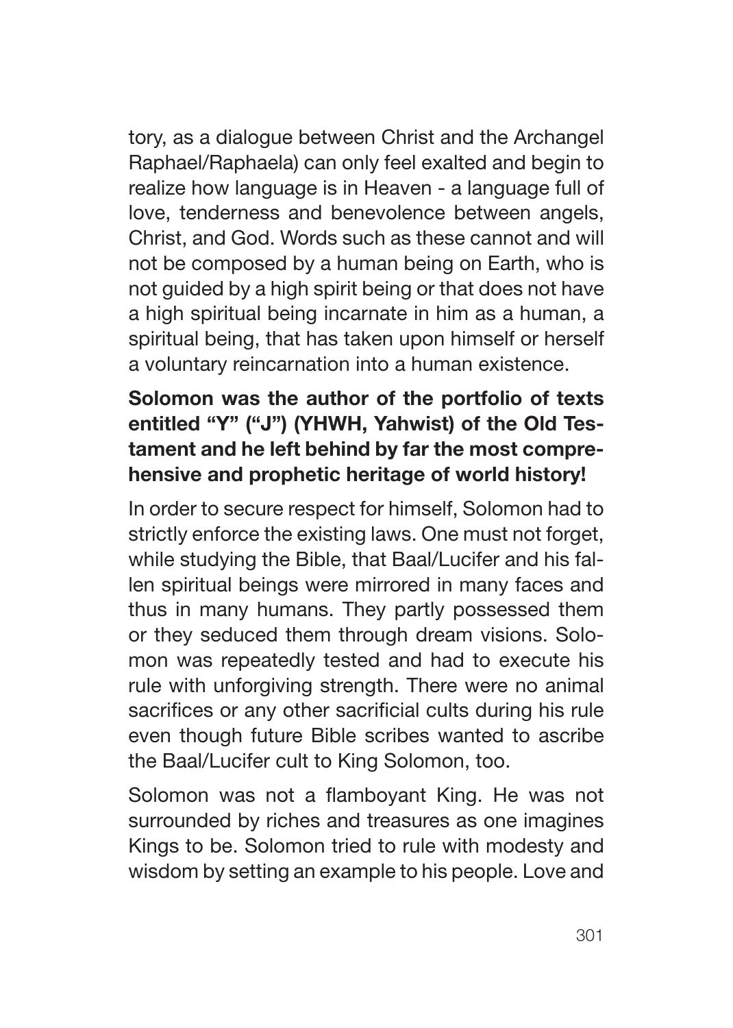tory, as a dialogue between Christ and the Archangel Raphael/Raphaela) can only feel exalted and begin to realize how language is in Heaven - a language full of love, tenderness and benevolence between angels, Christ, and God. Words such as these cannot and will not be composed by a human being on Earth, who is not guided by a high spirit being or that does not have a high spiritual being incarnate in him as a human, a spiritual being, that has taken upon himself or herself a voluntary reincarnation into a human existence.

**Solomon was the author of the portfolio of texts entitled "Y" ("J") (YHWH, Yahwist) of the Old Testament and he left behind by far the most comprehensive and prophetic heritage of world history!**

In order to secure respect for himself, Solomon had to strictly enforce the existing laws. One must not forget, while studying the Bible, that Baal/Lucifer and his fallen spiritual beings were mirrored in many faces and thus in many humans. They partly possessed them or they seduced them through dream visions. Solomon was repeatedly tested and had to execute his rule with unforgiving strength. There were no animal sacrifices or any other sacrificial cults during his rule even though future Bible scribes wanted to ascribe the Baal/Lucifer cult to King Solomon, too.

Solomon was not a flamboyant King. He was not surrounded by riches and treasures as one imagines Kings to be. Solomon tried to rule with modesty and wisdom by setting an example to his people. Love and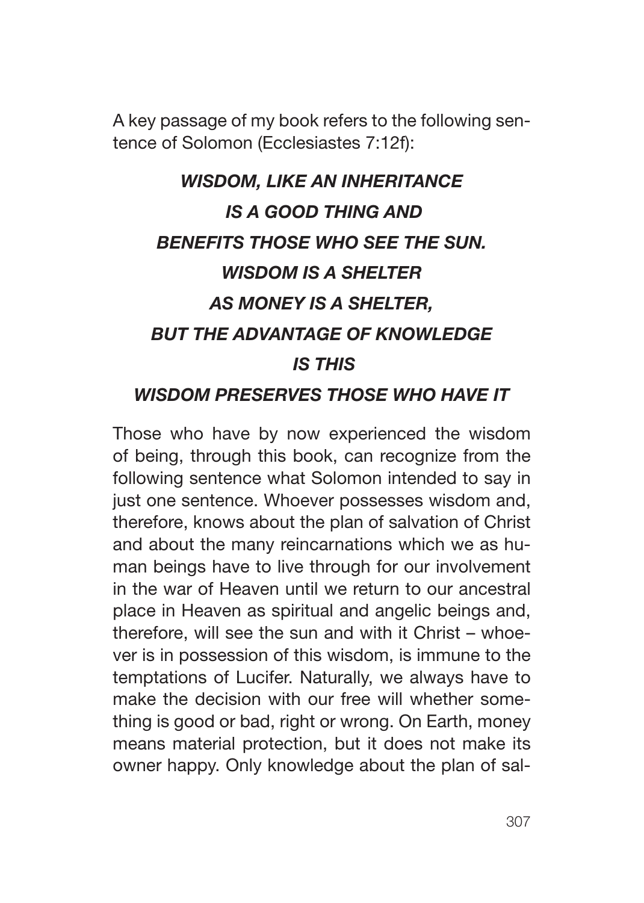A key passage of my book refers to the following sentence of Solomon (Ecclesiastes 7:12f):

***WISDOM, LIKE AN INHERITANCE***
***IS A GOOD THING AND***
***BENEFITS THOSE WHO SEE THE SUN.***
***WISDOM IS A SHELTER***
***AS MONEY IS A SHELTER,***
***BUT THE ADVANTAGE OF KNOWLEDGE***
***IS THIS***
***WISDOM PRESERVES THOSE WHO HAVE IT***

Those who have by now experienced the wisdom of being, through this book, can recognize from the following sentence what Solomon intended to say in just one sentence. Whoever possesses wisdom and, therefore, knows about the plan of salvation of Christ and about the many reincarnations which we as human beings have to live through for our involvement in the war of Heaven until we return to our ancestral place in Heaven as spiritual and angelic beings and, therefore, will see the sun and with it Christ – whoever is in possession of this wisdom, is immune to the temptations of Lucifer. Naturally, we always have to make the decision with our free will whether something is good or bad, right or wrong. On Earth, money means material protection, but it does not make its owner happy. Only knowledge about the plan of sal-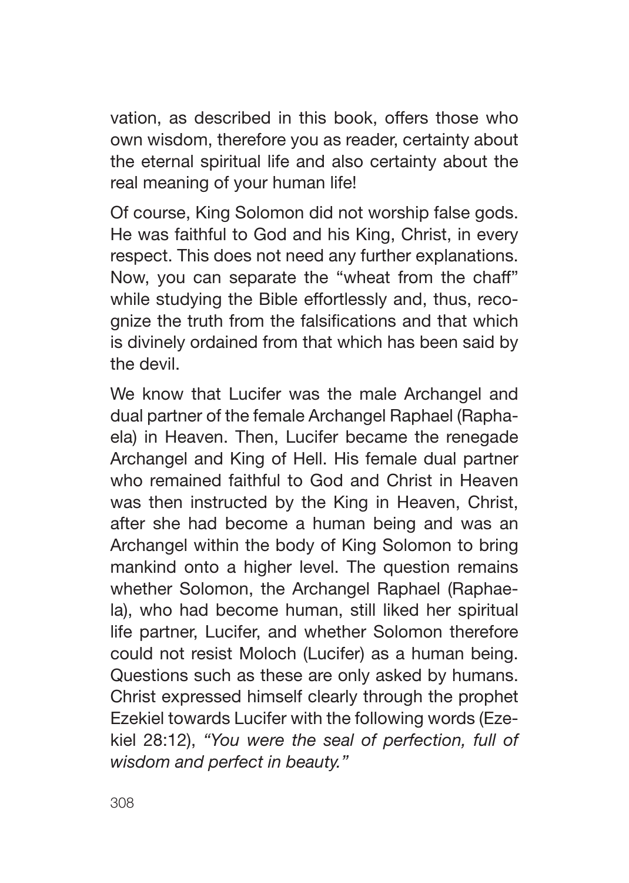vation, as described in this book, offers those who own wisdom, therefore you as reader, certainty about the eternal spiritual life and also certainty about the real meaning of your human life!

Of course, King Solomon did not worship false gods. He was faithful to God and his King, Christ, in every respect. This does not need any further explanations. Now, you can separate the "wheat from the chaff" while studying the Bible effortlessly and, thus, recognize the truth from the falsifications and that which is divinely ordained from that which has been said by the devil.

We know that Lucifer was the male Archangel and dual partner of the female Archangel Raphael (Raphaela) in Heaven. Then, Lucifer became the renegade Archangel and King of Hell. His female dual partner who remained faithful to God and Christ in Heaven was then instructed by the King in Heaven, Christ, after she had become a human being and was an Archangel within the body of King Solomon to bring mankind onto a higher level. The question remains whether Solomon, the Archangel Raphael (Raphaela), who had become human, still liked her spiritual life partner, Lucifer, and whether Solomon therefore could not resist Moloch (Lucifer) as a human being. Questions such as these are only asked by humans. Christ expressed himself clearly through the prophet Ezekiel towards Lucifer with the following words (Ezekiel 28:12), *"You were the seal of perfection, full of wisdom and perfect in beauty."*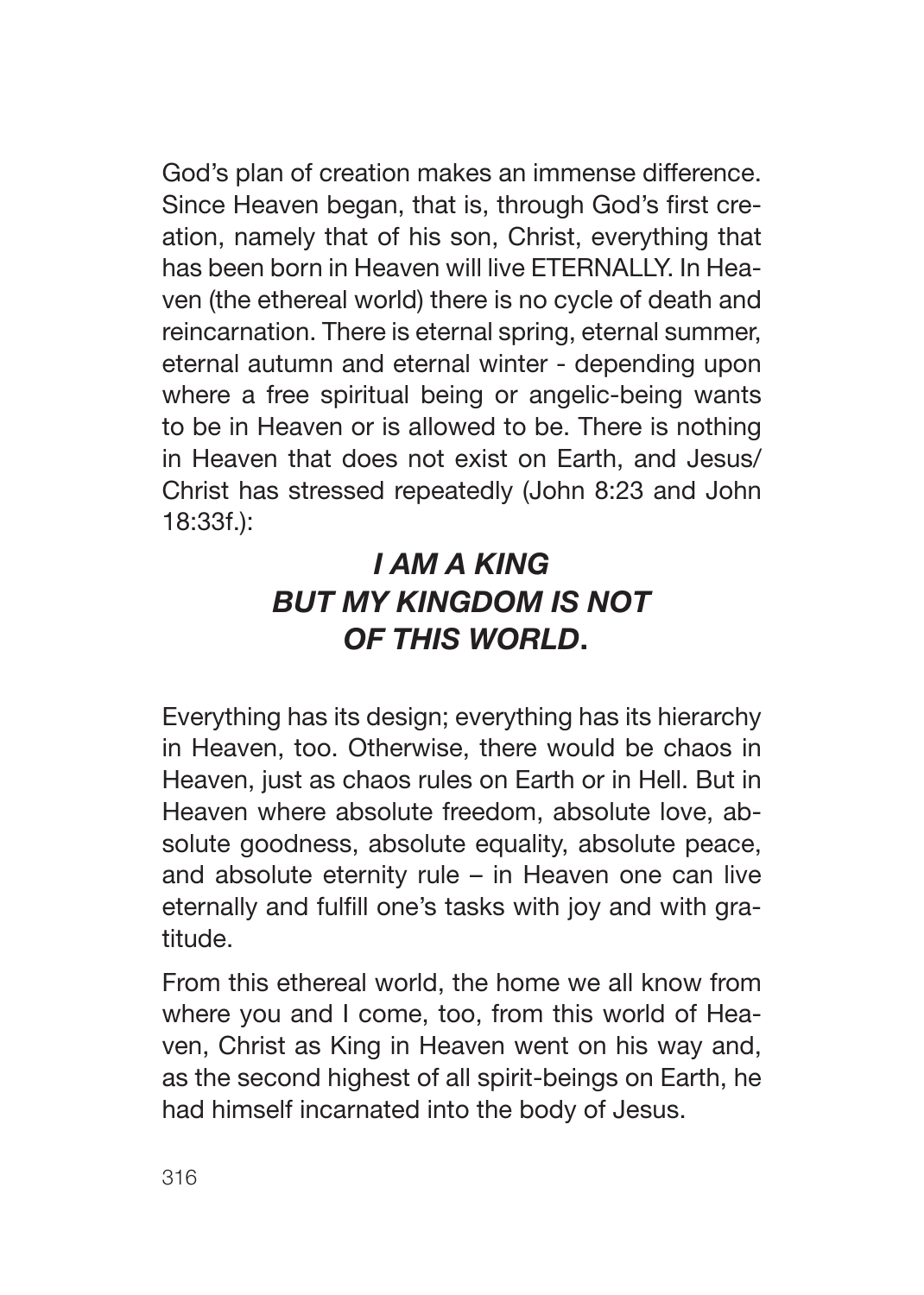God's plan of creation makes an immense difference. Since Heaven began, that is, through God's first creation, namely that of his son, Christ, everything that has been born in Heaven will live ETERNALLY. In Heaven (the ethereal world) there is no cycle of death and reincarnation. There is eternal spring, eternal summer, eternal autumn and eternal winter - depending upon where a free spiritual being or angelic-being wants to be in Heaven or is allowed to be. There is nothing in Heaven that does not exist on Earth, and Jesus/ Christ has stressed repeatedly (John 8:23 and John 18:33f.):

***I AM A KING BUT MY KINGDOM IS NOT OF THIS WORLD*.**

Everything has its design; everything has its hierarchy in Heaven, too. Otherwise, there would be chaos in Heaven, just as chaos rules on Earth or in Hell. But in Heaven where absolute freedom, absolute love, absolute goodness, absolute equality, absolute peace, and absolute eternity rule – in Heaven one can live eternally and fulfill one's tasks with joy and with gratitude.

From this ethereal world, the home we all know from where you and I come, too, from this world of Heaven, Christ as King in Heaven went on his way and, as the second highest of all spirit-beings on Earth, he had himself incarnated into the body of Jesus.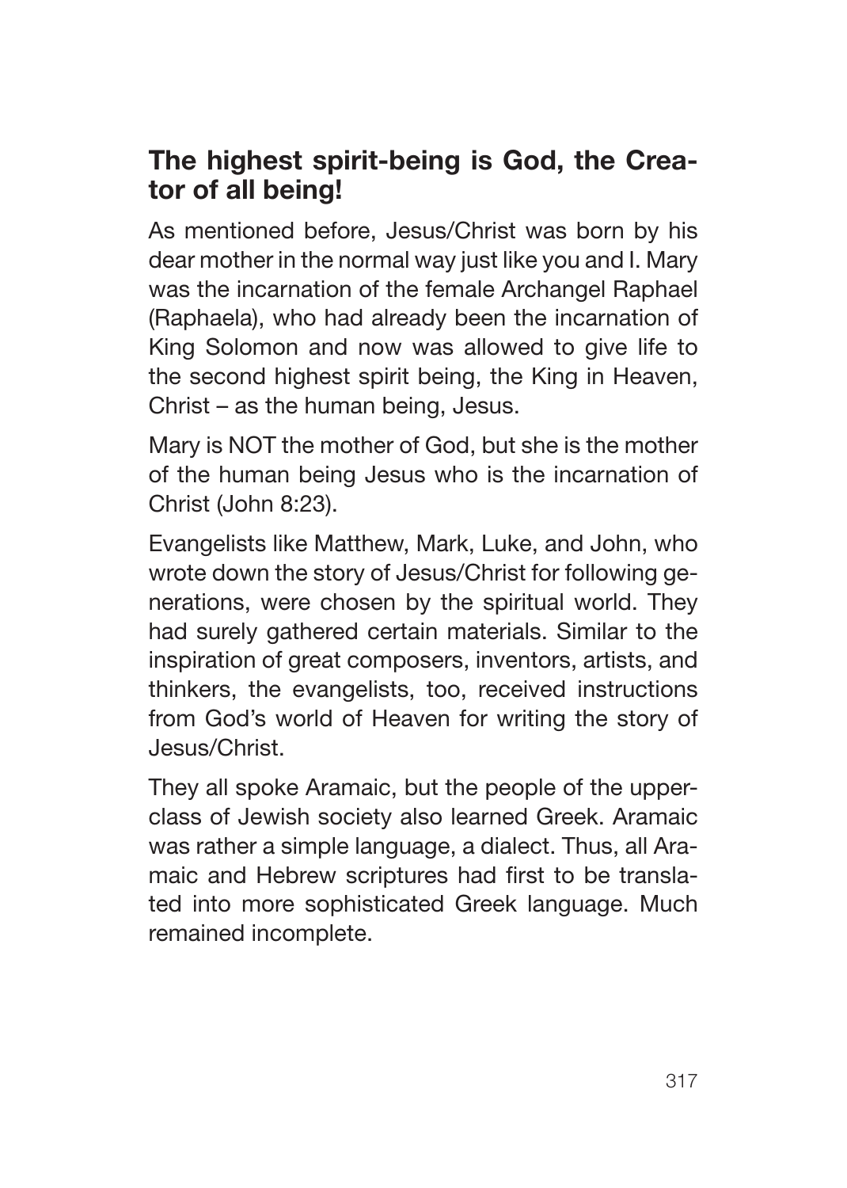## The highest spirit-being is God, the Creator of all being!

As mentioned before, Jesus/Christ was born by his dear mother in the normal way just like you and I. Mary was the incarnation of the female Archangel Raphael (Raphaela), who had already been the incarnation of King Solomon and now was allowed to give life to the second highest spirit being, the King in Heaven, Christ – as the human being, Jesus.

Mary is NOT the mother of God, but she is the mother of the human being Jesus who is the incarnation of Christ (John 8:23).

Evangelists like Matthew, Mark, Luke, and John, who wrote down the story of Jesus/Christ for following generations, were chosen by the spiritual world. They had surely gathered certain materials. Similar to the inspiration of great composers, inventors, artists, and thinkers, the evangelists, too, received instructions from God's world of Heaven for writing the story of Jesus/Christ.

They all spoke Aramaic, but the people of the upper-class of Jewish society also learned Greek. Aramaic was rather a simple language, a dialect. Thus, all Aramaic and Hebrew scriptures had first to be translated into more sophisticated Greek language. Much remained incomplete.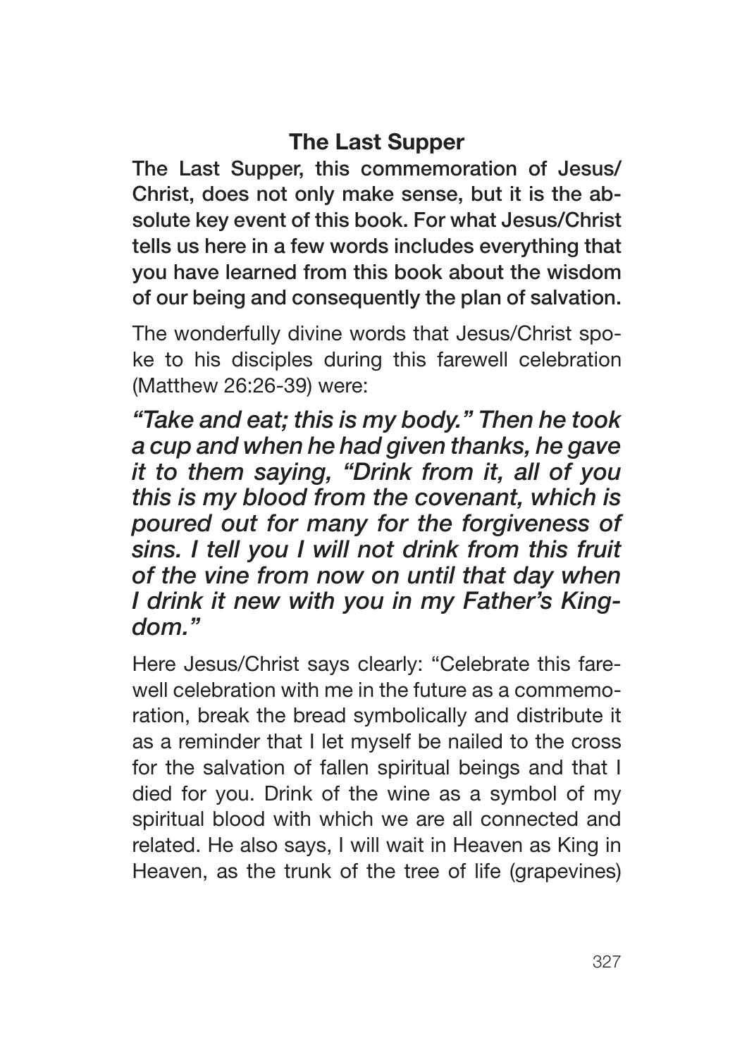## The Last Supper

**The Last Supper, this commemoration of Jesus/Christ, does not only make sense, but it is the absolute key event of this book. For what Jesus/Christ tells us here in a few words includes everything that you have learned from this book about the wisdom of our being and consequently the plan of salvation.**

The wonderfully divine words that Jesus/Christ spoke to his disciples during this farewell celebration (Matthew 26:26-39) were:

***"Take and eat; this is my body." Then he took a cup and when he had given thanks, he gave it to them saying, "Drink from it, all of you this is my blood from the covenant, which is poured out for many for the forgiveness of sins. I tell you I will not drink from this fruit of the vine from now on until that day when I drink it new with you in my Father's Kingdom."***

Here Jesus/Christ says clearly: "Celebrate this farewell celebration with me in the future as a commemoration, break the bread symbolically and distribute it as a reminder that I let myself be nailed to the cross for the salvation of fallen spiritual beings and that I died for you. Drink of the wine as a symbol of my spiritual blood with which we are all connected and related. He also says, I will wait in Heaven as King in Heaven, as the trunk of the tree of life (grapevines)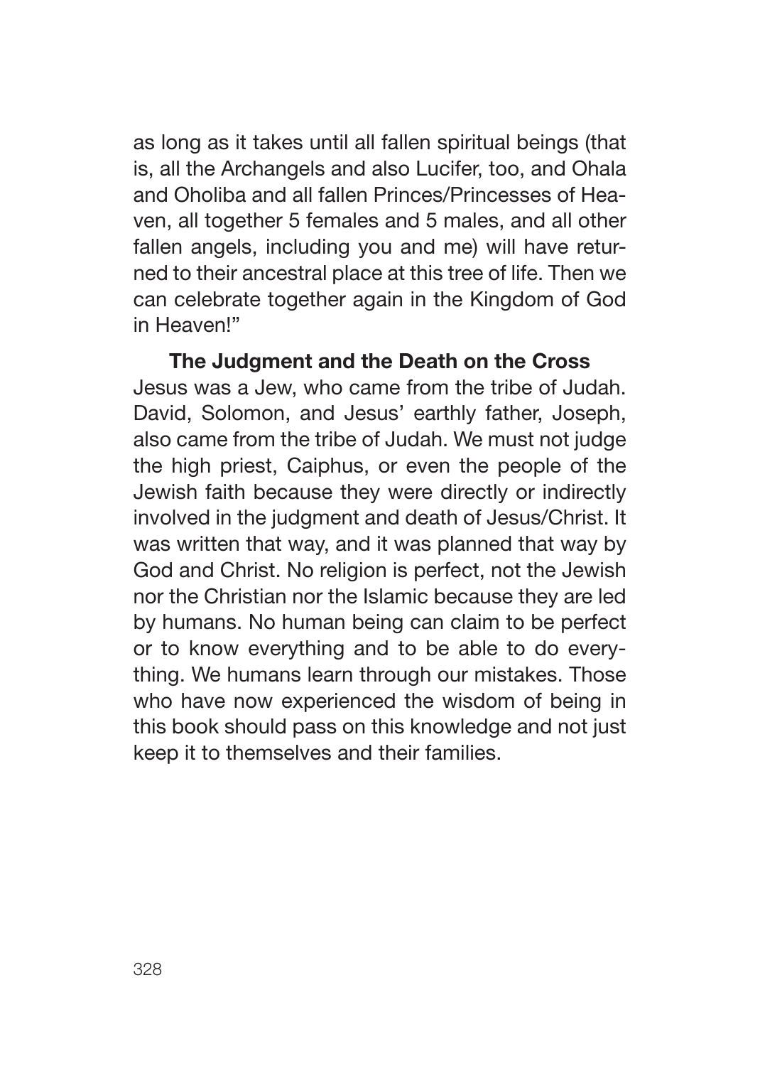as long as it takes until all fallen spiritual beings (that is, all the Archangels and also Lucifer, too, and Ohala and Oholiba and all fallen Princes/Princesses of Heaven, all together 5 females and 5 males, and all other fallen angels, including you and me) will have returned to their ancestral place at this tree of life. Then we can celebrate together again in the Kingdom of God in Heaven!"

**The Judgment and the Death on the Cross**

Jesus was a Jew, who came from the tribe of Judah. David, Solomon, and Jesus' earthly father, Joseph, also came from the tribe of Judah. We must not judge the high priest, Caiphus, or even the people of the Jewish faith because they were directly or indirectly involved in the judgment and death of Jesus/Christ. It was written that way, and it was planned that way by God and Christ. No religion is perfect, not the Jewish nor the Christian nor the Islamic because they are led by humans. No human being can claim to be perfect or to know everything and to be able to do everything. We humans learn through our mistakes. Those who have now experienced the wisdom of being in this book should pass on this knowledge and not just keep it to themselves and their families.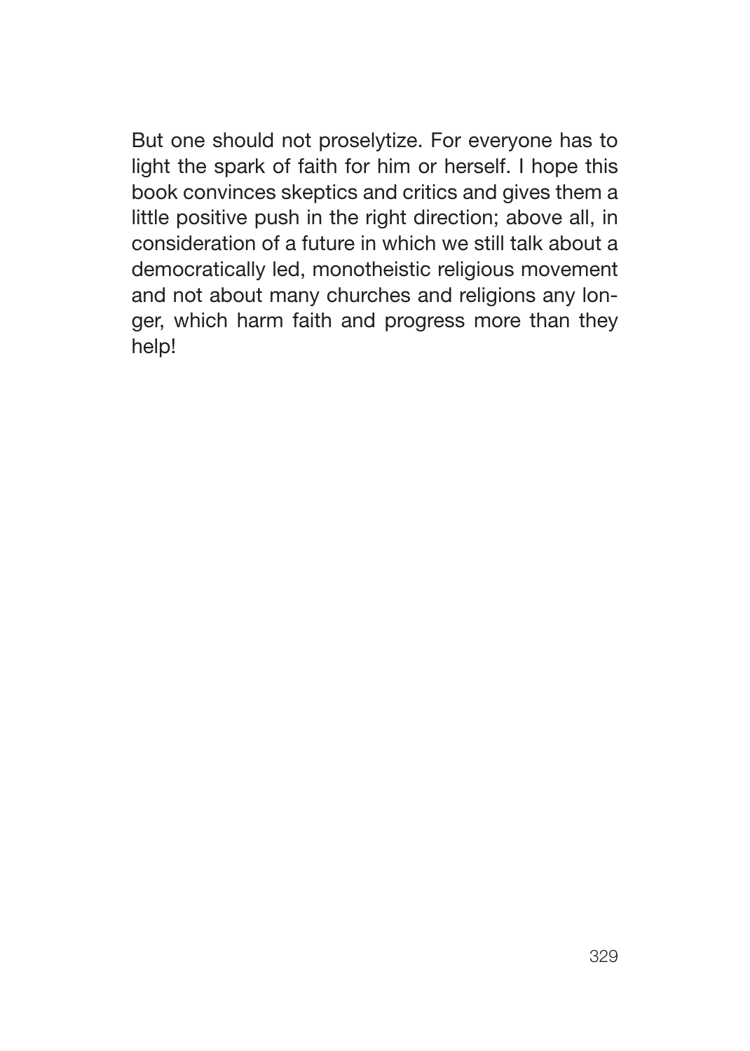But one should not proselytize. For everyone has to light the spark of faith for him or herself. I hope this book convinces skeptics and critics and gives them a little positive push in the right direction; above all, in consideration of a future in which we still talk about a democratically led, monotheistic religious movement and not about many churches and religions any longer, which harm faith and progress more than they help!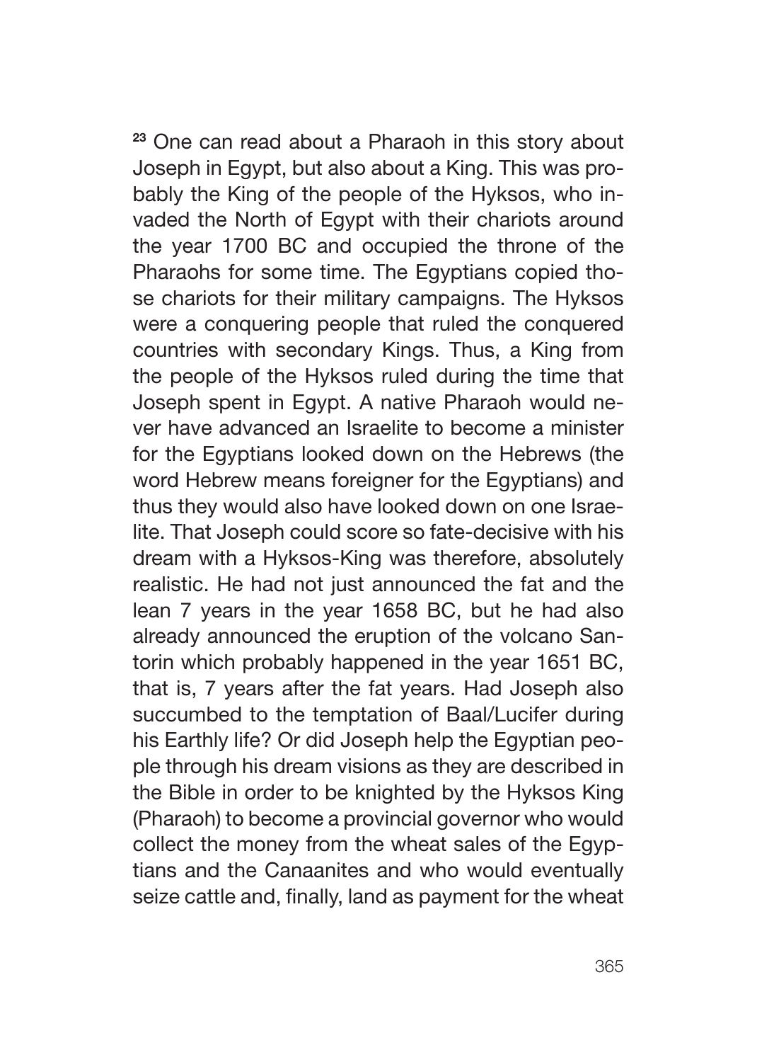[23] One can read about a Pharaoh in this story about Joseph in Egypt, but also about a King. This was probably the King of the people of the Hyksos, who invaded the North of Egypt with their chariots around the year 1700 BC and occupied the throne of the Pharaohs for some time. The Egyptians copied those chariots for their military campaigns. The Hyksos were a conquering people that ruled the conquered countries with secondary Kings. Thus, a King from the people of the Hyksos ruled during the time that Joseph spent in Egypt. A native Pharaoh would never have advanced an Israelite to become a minister for the Egyptians looked down on the Hebrews (the word Hebrew means foreigner for the Egyptians) and thus they would also have looked down on one Israelite. That Joseph could score so fate-decisive with his dream with a Hyksos-King was therefore, absolutely realistic. He had not just announced the fat and the lean 7 years in the year 1658 BC, but he had also already announced the eruption of the volcano Santorin which probably happened in the year 1651 BC, that is, 7 years after the fat years. Had Joseph also succumbed to the temptation of Baal/Lucifer during his Earthly life? Or did Joseph help the Egyptian people through his dream visions as they are described in the Bible in order to be knighted by the Hyksos King (Pharaoh) to become a provincial governor who would collect the money from the wheat sales of the Egyptians and the Canaanites and who would eventually seize cattle and, finally, land as payment for the wheat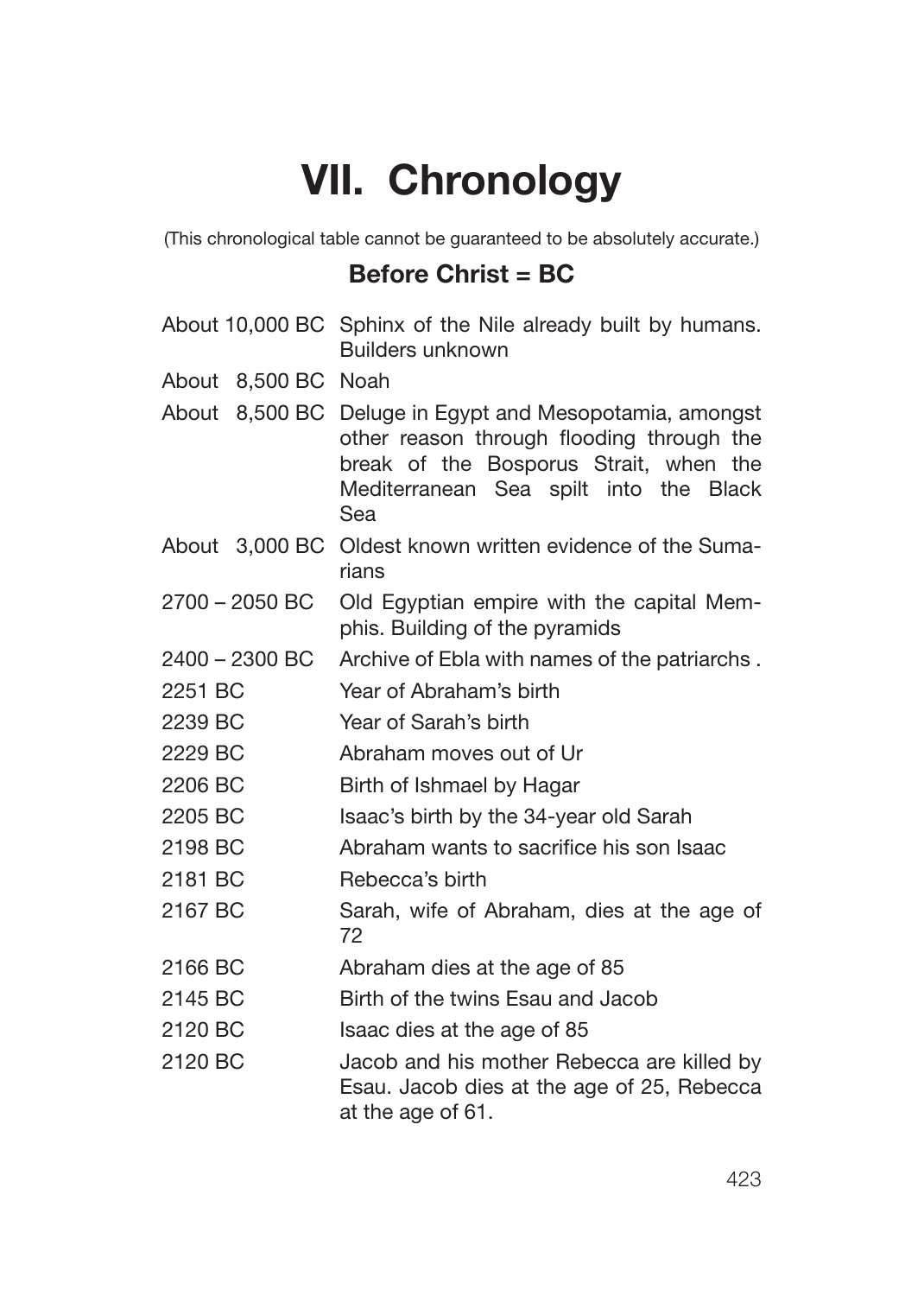# VII. Chronology

(This chronological table cannot be guaranteed to be absolutely accurate.)

## Before Christ = BC

| | |
|---|---|
| About 10,000 BC | Sphinx of the Nile already built by humans. Builders unknown |
| About 8,500 BC | Noah |
| About 8,500 BC | Deluge in Egypt and Mesopotamia, amongst other reason through flooding through the break of the Bosporus Strait, when the Mediterranean Sea spilt into the Black Sea |
| About 3,000 BC | Oldest known written evidence of the Sumarians |
| 2700 – 2050 BC | Old Egyptian empire with the capital Memphis. Building of the pyramids |
| 2400 – 2300 BC | Archive of Ebla with names of the patriarchs . |
| 2251 BC | Year of Abraham's birth |
| 2239 BC | Year of Sarah's birth |
| 2229 BC | Abraham moves out of Ur |
| 2206 BC | Birth of Ishmael by Hagar |
| 2205 BC | Isaac's birth by the 34-year old Sarah |
| 2198 BC | Abraham wants to sacrifice his son Isaac |
| 2181 BC | Rebecca's birth |
| 2167 BC | Sarah, wife of Abraham, dies at the age of 72 |
| 2166 BC | Abraham dies at the age of 85 |
| 2145 BC | Birth of the twins Esau and Jacob |
| 2120 BC | Isaac dies at the age of 85 |
| 2120 BC | Jacob and his mother Rebecca are killed by Esau. Jacob dies at the age of 25, Rebecca at the age of 61. |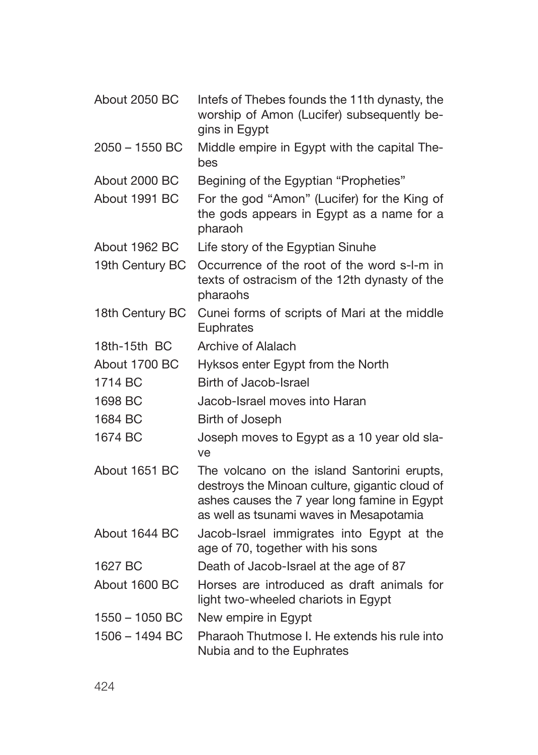| | |
|---|---|
| About 2050 BC | Intefs of Thebes founds the 11th dynasty, the worship of Amon (Lucifer) subsequently begins in Egypt |
| 2050 – 1550 BC | Middle empire in Egypt with the capital Thebes |
| About 2000 BC | Begining of the Egyptian "Propheties" |
| About 1991 BC | For the god "Amon" (Lucifer) for the King of the gods appears in Egypt as a name for a pharaoh |
| About 1962 BC | Life story of the Egyptian Sinuhe |
| 19th Century BC | Occurrence of the root of the word s-l-m in texts of ostracism of the 12th dynasty of the pharaohs |
| 18th Century BC | Cunei forms of scripts of Mari at the middle Euphrates |
| 18th-15th BC | Archive of Alalach |
| About 1700 BC | Hyksos enter Egypt from the North |
| 1714 BC | Birth of Jacob-Israel |
| 1698 BC | Jacob-Israel moves into Haran |
| 1684 BC | Birth of Joseph |
| 1674 BC | Joseph moves to Egypt as a 10 year old slave |
| About 1651 BC | The volcano on the island Santorini erupts, destroys the Minoan culture, gigantic cloud of ashes causes the 7 year long famine in Egypt as well as tsunami waves in Mesapotamia |
| About 1644 BC | Jacob-Israel immigrates into Egypt at the age of 70, together with his sons |
| 1627 BC | Death of Jacob-Israel at the age of 87 |
| About 1600 BC | Horses are introduced as draft animals for light two-wheeled chariots in Egypt |
| 1550 – 1050 BC | New empire in Egypt |
| 1506 – 1494 BC | Pharaoh Thutmose I. He extends his rule into Nubia and to the Euphrates |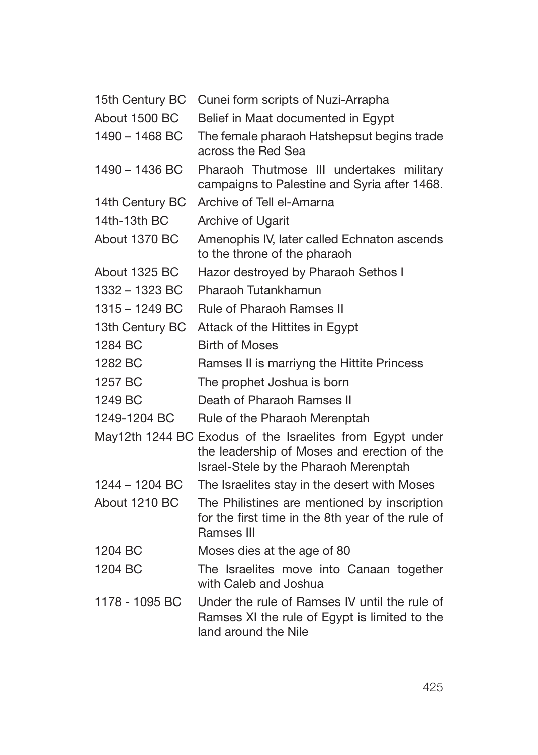| | |
|---|---|
| 15th Century BC | Cunei form scripts of Nuzi-Arrapha |
| About 1500 BC | Belief in Maat documented in Egypt |
| 1490 – 1468 BC | The female pharaoh Hatshepsut begins trade across the Red Sea |
| 1490 – 1436 BC | Pharaoh Thutmose III undertakes military campaigns to Palestine and Syria after 1468. |
| 14th Century BC | Archive of Tell el-Amarna |
| 14th-13th BC | Archive of Ugarit |
| About 1370 BC | Amenophis IV, later called Echnaton ascends to the throne of the pharaoh |
| About 1325 BC | Hazor destroyed by Pharaoh Sethos I |
| 1332 – 1323 BC | Pharaoh Tutankhamun |
| 1315 – 1249 BC | Rule of Pharaoh Ramses II |
| 13th Century BC | Attack of the Hittites in Egypt |
| 1284 BC | Birth of Moses |
| 1282 BC | Ramses II is marriyng the Hittite Princess |
| 1257 BC | The prophet Joshua is born |
| 1249 BC | Death of Pharaoh Ramses II |
| 1249-1204 BC | Rule of the Pharaoh Merenptah |
| May12th 1244 BC | Exodus of the Israelites from Egypt under the leadership of Moses and erection of the Israel-Stele by the Pharaoh Merenptah |
| 1244 – 1204 BC | The Israelites stay in the desert with Moses |
| About 1210 BC | The Philistines are mentioned by inscription for the first time in the 8th year of the rule of Ramses III |
| 1204 BC | Moses dies at the age of 80 |
| 1204 BC | The Israelites move into Canaan together with Caleb and Joshua |
| 1178 - 1095 BC | Under the rule of Ramses IV until the rule of Ramses XI the rule of Egypt is limited to the land around the Nile |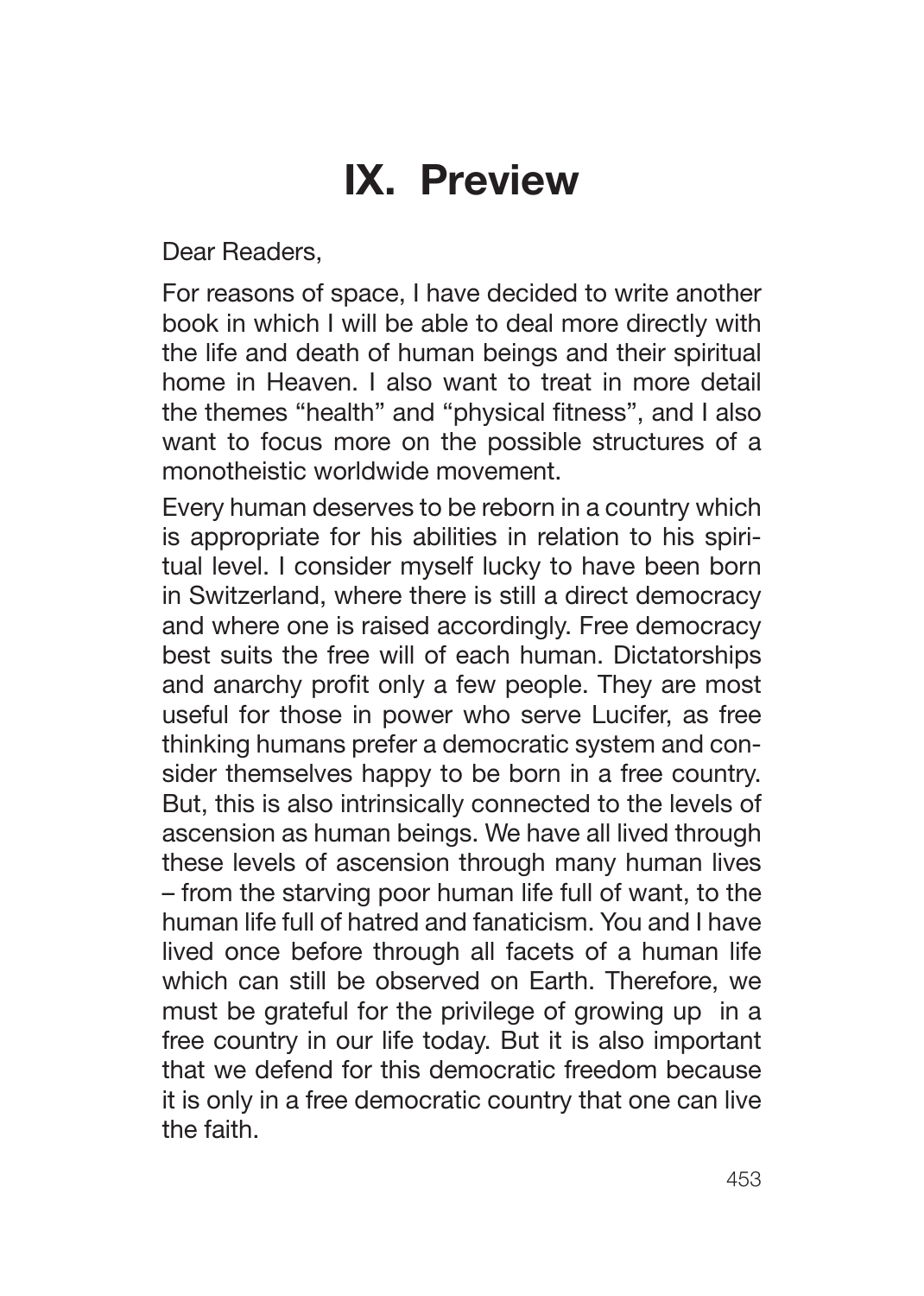# IX. Preview

Dear Readers,

For reasons of space, I have decided to write another book in which I will be able to deal more directly with the life and death of human beings and their spiritual home in Heaven. I also want to treat in more detail the themes "health" and "physical fitness", and I also want to focus more on the possible structures of a monotheistic worldwide movement.

Every human deserves to be reborn in a country which is appropriate for his abilities in relation to his spiritual level. I consider myself lucky to have been born in Switzerland, where there is still a direct democracy and where one is raised accordingly. Free democracy best suits the free will of each human. Dictatorships and anarchy profit only a few people. They are most useful for those in power who serve Lucifer, as free thinking humans prefer a democratic system and consider themselves happy to be born in a free country. But, this is also intrinsically connected to the levels of ascension as human beings. We have all lived through these levels of ascension through many human lives – from the starving poor human life full of want, to the human life full of hatred and fanaticism. You and I have lived once before through all facets of a human life which can still be observed on Earth. Therefore, we must be grateful for the privilege of growing up in a free country in our life today. But it is also important that we defend for this democratic freedom because it is only in a free democratic country that one can live the faith.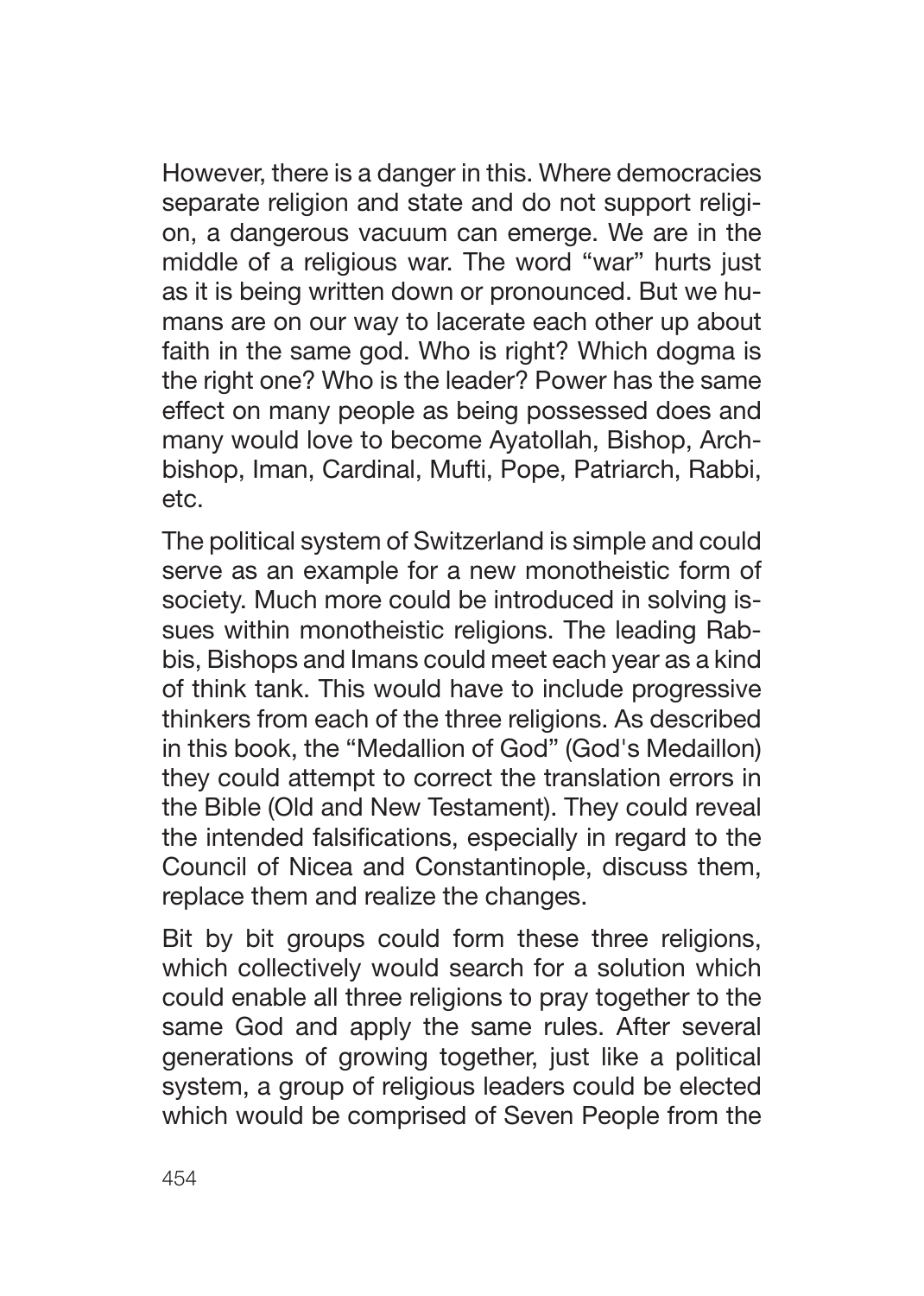However, there is a danger in this. Where democracies separate religion and state and do not support religion, a dangerous vacuum can emerge. We are in the middle of a religious war. The word “war” hurts just as it is being written down or pronounced. But we humans are on our way to lacerate each other up about faith in the same god. Who is right? Which dogma is the right one? Who is the leader? Power has the same effect on many people as being possessed does and many would love to become Ayatollah, Bishop, Archbishop, Iman, Cardinal, Mufti, Pope, Patriarch, Rabbi, etc.

The political system of Switzerland is simple and could serve as an example for a new monotheistic form of society. Much more could be introduced in solving issues within monotheistic religions. The leading Rabbis, Bishops and Imans could meet each year as a kind of think tank. This would have to include progressive thinkers from each of the three religions. As described in this book, the “Medallion of God” (God's Medaillon) they could attempt to correct the translation errors in the Bible (Old and New Testament). They could reveal the intended falsifications, especially in regard to the Council of Nicea and Constantinople, discuss them, replace them and realize the changes.

Bit by bit groups could form these three religions, which collectively would search for a solution which could enable all three religions to pray together to the same God and apply the same rules. After several generations of growing together, just like a political system, a group of religious leaders could be elected which would be comprised of Seven People from the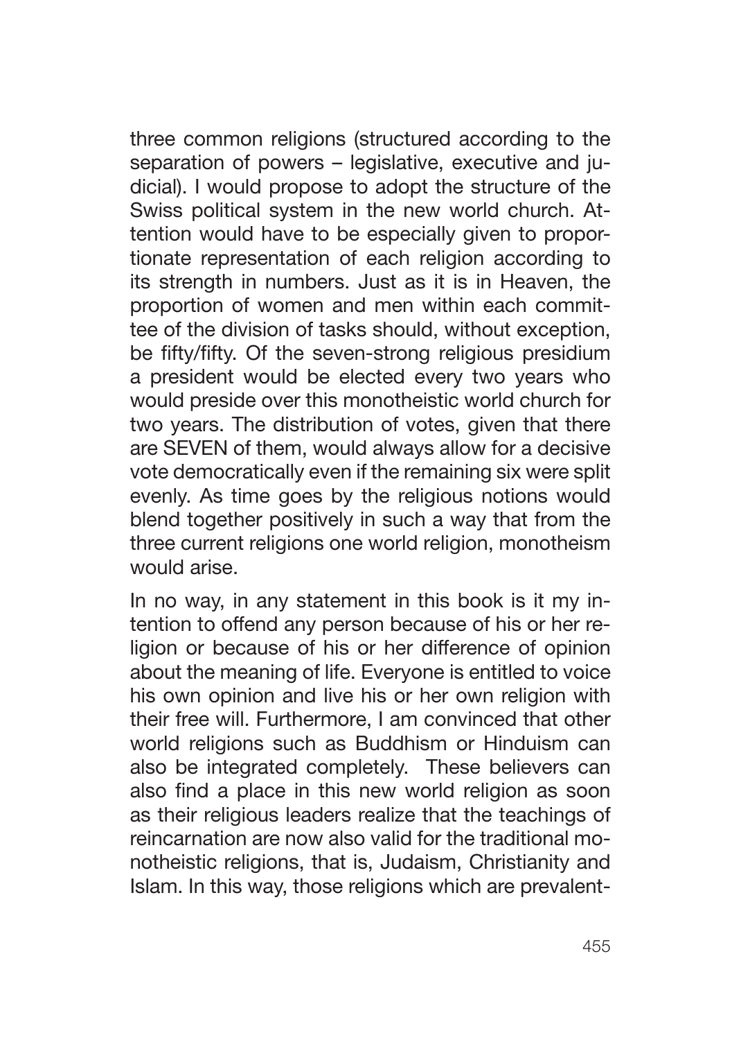three common religions (structured according to the separation of powers – legislative, executive and judicial). I would propose to adopt the structure of the Swiss political system in the new world church. Attention would have to be especially given to proportionate representation of each religion according to its strength in numbers. Just as it is in Heaven, the proportion of women and men within each committee of the division of tasks should, without exception, be fifty/fifty. Of the seven-strong religious presidium a president would be elected every two years who would preside over this monotheistic world church for two years. The distribution of votes, given that there are SEVEN of them, would always allow for a decisive vote democratically even if the remaining six were split evenly. As time goes by the religious notions would blend together positively in such a way that from the three current religions one world religion, monotheism would arise.

In no way, in any statement in this book is it my intention to offend any person because of his or her religion or because of his or her difference of opinion about the meaning of life. Everyone is entitled to voice his own opinion and live his or her own religion with their free will. Furthermore, I am convinced that other world religions such as Buddhism or Hinduism can also be integrated completely. These believers can also find a place in this new world religion as soon as their religious leaders realize that the teachings of reincarnation are now also valid for the traditional monotheistic religions, that is, Judaism, Christianity and Islam. In this way, those religions which are prevalent-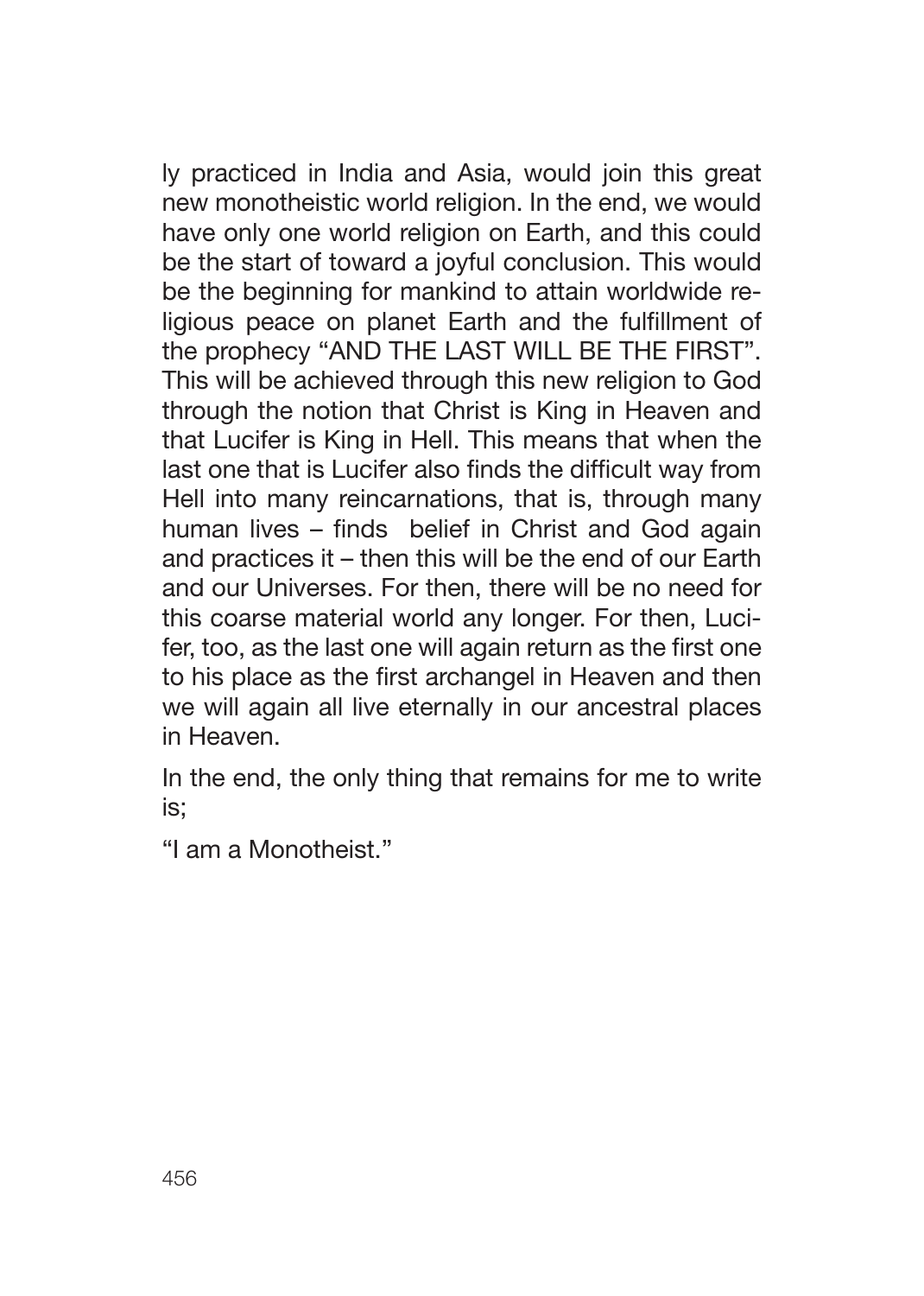ly practiced in India and Asia, would join this great new monotheistic world religion. In the end, we would have only one world religion on Earth, and this could be the start of toward a joyful conclusion. This would be the beginning for mankind to attain worldwide religious peace on planet Earth and the fulfillment of the prophecy "AND THE LAST WILL BE THE FIRST". This will be achieved through this new religion to God through the notion that Christ is King in Heaven and that Lucifer is King in Hell. This means that when the last one that is Lucifer also finds the difficult way from Hell into many reincarnations, that is, through many human lives – finds belief in Christ and God again and practices it – then this will be the end of our Earth and our Universes. For then, there will be no need for this coarse material world any longer. For then, Lucifer, too, as the last one will again return as the first one to his place as the first archangel in Heaven and then we will again all live eternally in our ancestral places in Heaven.

In the end, the only thing that remains for me to write is;

"I am a Monotheist."